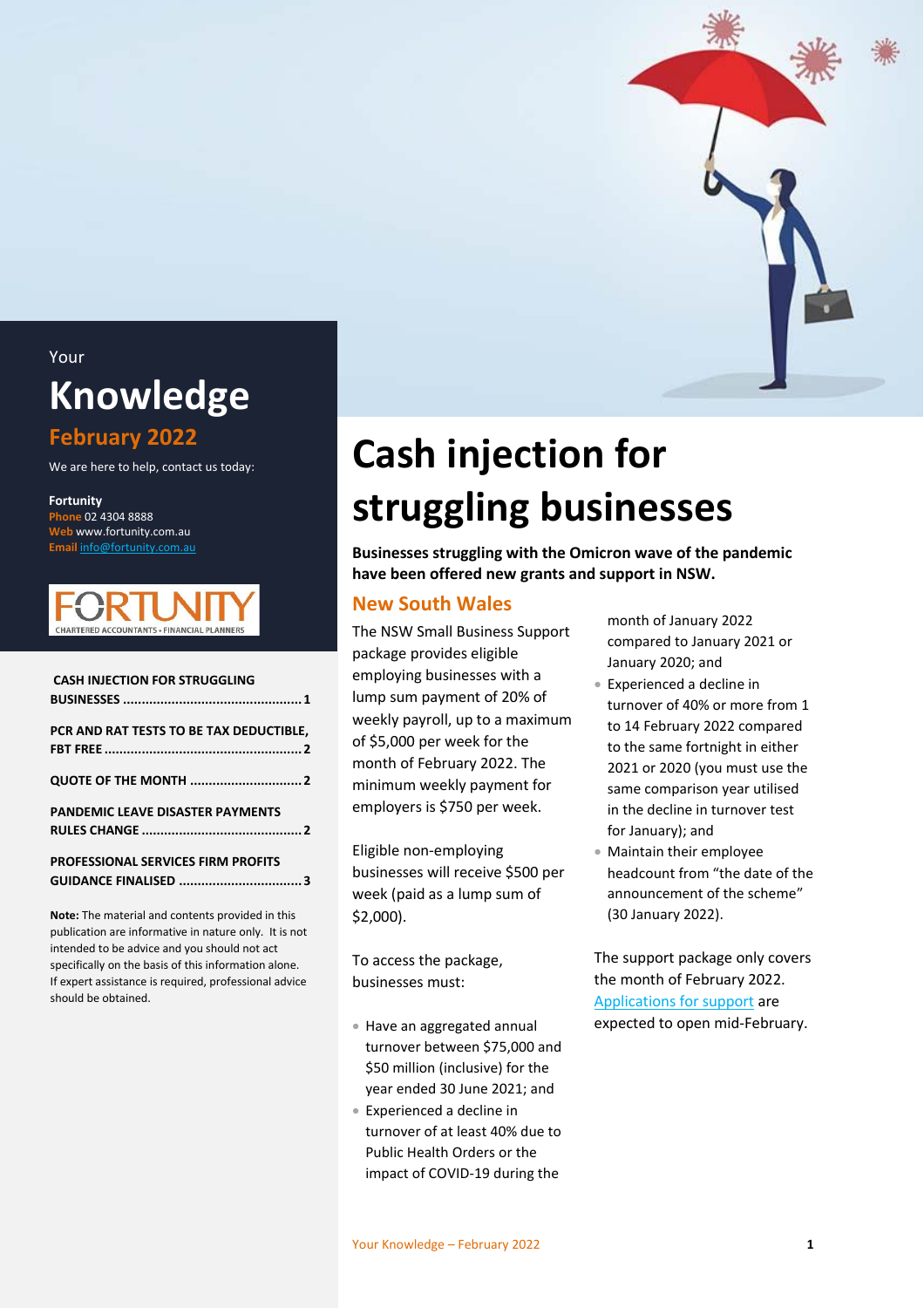Your

# Knowledge

## February 2022

We are here to help, contact us today:

**Fortunity**
**Phone** 02 4304 8888
**Web** www.fortunity.com.au
**Email** info@fortunity.com.au

FORTUNITY
CHARTERED ACCOUNTANTS • FINANCIAL PLANNERS

**CASH INJECTION FOR STRUGGLING BUSINESSES ... 1**

**PCR AND RAT TESTS TO BE TAX DEDUCTIBLE, FBT FREE ... 2**

**QUOTE OF THE MONTH ... 2**

**PANDEMIC LEAVE DISASTER PAYMENTS RULES CHANGE ... 2**

**PROFESSIONAL SERVICES FIRM PROFITS GUIDANCE FINALISED ... 3**

**Note:** The material and contents provided in this publication are informative in nature only. It is not intended to be advice and you should not act specifically on the basis of this information alone. If expert assistance is required, professional advice should be obtained.

# Cash injection for struggling businesses

**Businesses struggling with the Omicron wave of the pandemic have been offered new grants and support in NSW.**

## New South Wales

The NSW Small Business Support package provides eligible employing businesses with a lump sum payment of 20% of weekly payroll, up to a maximum of $5,000 per week for the month of February 2022. The minimum weekly payment for employers is $750 per week.

Eligible non-employing businesses will receive $500 per week (paid as a lump sum of $2,000).

To access the package, businesses must:

- Have an aggregated annual turnover between $75,000 and $50 million (inclusive) for the year ended 30 June 2021; and
- Experienced a decline in turnover of at least 40% due to Public Health Orders or the impact of COVID-19 during the month of January 2022 compared to January 2021 or January 2020; and
- Experienced a decline in turnover of 40% or more from 1 to 14 February 2022 compared to the same fortnight in either 2021 or 2020 (you must use the same comparison year utilised in the decline in turnover test for January); and
- Maintain their employee headcount from "the date of the announcement of the scheme" (30 January 2022).

The support package only covers the month of February 2022. Applications for support are expected to open mid-February.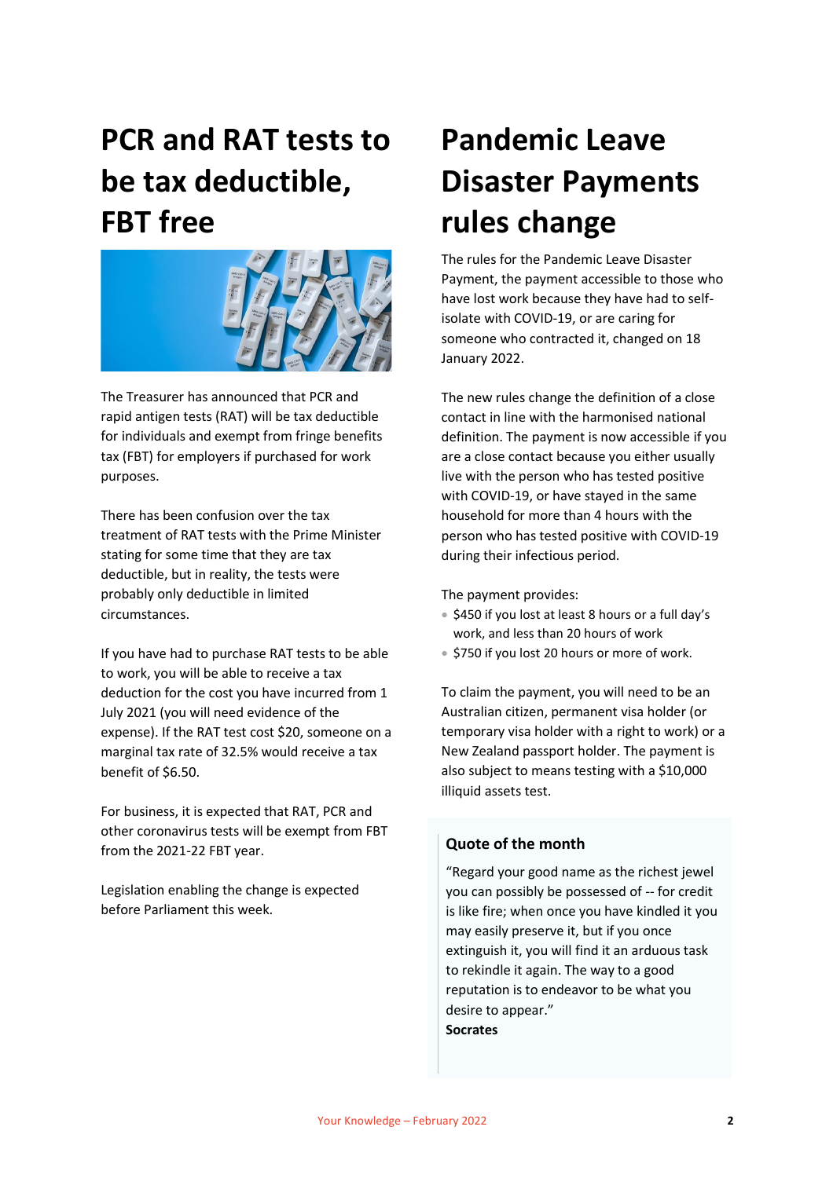# PCR and RAT tests to be tax deductible, FBT free

The Treasurer has announced that PCR and rapid antigen tests (RAT) will be tax deductible for individuals and exempt from fringe benefits tax (FBT) for employers if purchased for work purposes.

There has been confusion over the tax treatment of RAT tests with the Prime Minister stating for some time that they are tax deductible, but in reality, the tests were probably only deductible in limited circumstances.

If you have had to purchase RAT tests to be able to work, you will be able to receive a tax deduction for the cost you have incurred from 1 July 2021 (you will need evidence of the expense). If the RAT test cost $20, someone on a marginal tax rate of 32.5% would receive a tax benefit of $6.50.

For business, it is expected that RAT, PCR and other coronavirus tests will be exempt from FBT from the 2021-22 FBT year.

Legislation enabling the change is expected before Parliament this week.

# Pandemic Leave Disaster Payments rules change

The rules for the Pandemic Leave Disaster Payment, the payment accessible to those who have lost work because they have had to self-isolate with COVID-19, or are caring for someone who contracted it, changed on 18 January 2022.

The new rules change the definition of a close contact in line with the harmonised national definition. The payment is now accessible if you are a close contact because you either usually live with the person who has tested positive with COVID-19, or have stayed in the same household for more than 4 hours with the person who has tested positive with COVID-19 during their infectious period.

The payment provides:

- $450 if you lost at least 8 hours or a full day's work, and less than 20 hours of work
- $750 if you lost 20 hours or more of work.

To claim the payment, you will need to be an Australian citizen, permanent visa holder (or temporary visa holder with a right to work) or a New Zealand passport holder. The payment is also subject to means testing with a $10,000 illiquid assets test.

### Quote of the month

"Regard your good name as the richest jewel you can possibly be possessed of -- for credit is like fire; when once you have kindled it you may easily preserve it, but if you once extinguish it, you will find it an arduous task to rekindle it again. The way to a good reputation is to endeavor to be what you desire to appear."
**Socrates**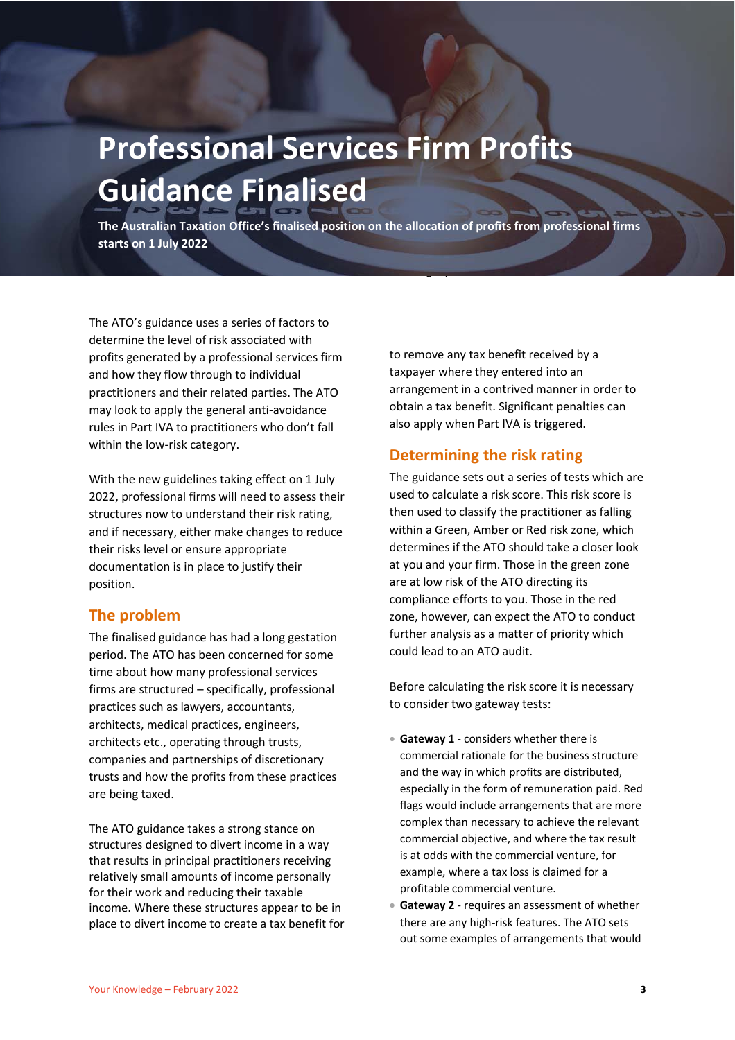# Professional Services Firm Profits Guidance Finalised

**The Australian Taxation Office's finalised position on the allocation of profits from professional firms starts on 1 July 2022**

The ATO's guidance uses a series of factors to determine the level of risk associated with profits generated by a professional services firm and how they flow through to individual practitioners and their related parties. The ATO may look to apply the general anti-avoidance rules in Part IVA to practitioners who don't fall within the low-risk category.

With the new guidelines taking effect on 1 July 2022, professional firms will need to assess their structures now to understand their risk rating, and if necessary, either make changes to reduce their risks level or ensure appropriate documentation is in place to justify their position.

## The problem

The finalised guidance has had a long gestation period. The ATO has been concerned for some time about how many professional services firms are structured – specifically, professional practices such as lawyers, accountants, architects, medical practices, engineers, architects etc., operating through trusts, companies and partnerships of discretionary trusts and how the profits from these practices are being taxed.

The ATO guidance takes a strong stance on structures designed to divert income in a way that results in principal practitioners receiving relatively small amounts of income personally for their work and reducing their taxable income. Where these structures appear to be in place to divert income to create a tax benefit for to remove any tax benefit received by a taxpayer where they entered into an arrangement in a contrived manner in order to obtain a tax benefit. Significant penalties can also apply when Part IVA is triggered.

## Determining the risk rating

The guidance sets out a series of tests which are used to calculate a risk score. This risk score is then used to classify the practitioner as falling within a Green, Amber or Red risk zone, which determines if the ATO should take a closer look at you and your firm. Those in the green zone are at low risk of the ATO directing its compliance efforts to you. Those in the red zone, however, can expect the ATO to conduct further analysis as a matter of priority which could lead to an ATO audit.

Before calculating the risk score it is necessary to consider two gateway tests:

- **Gateway 1** - considers whether there is commercial rationale for the business structure and the way in which profits are distributed, especially in the form of remuneration paid. Red flags would include arrangements that are more complex than necessary to achieve the relevant commercial objective, and where the tax result is at odds with the commercial venture, for example, where a tax loss is claimed for a profitable commercial venture.
- **Gateway 2** - requires an assessment of whether there are any high-risk features. The ATO sets out some examples of arrangements that would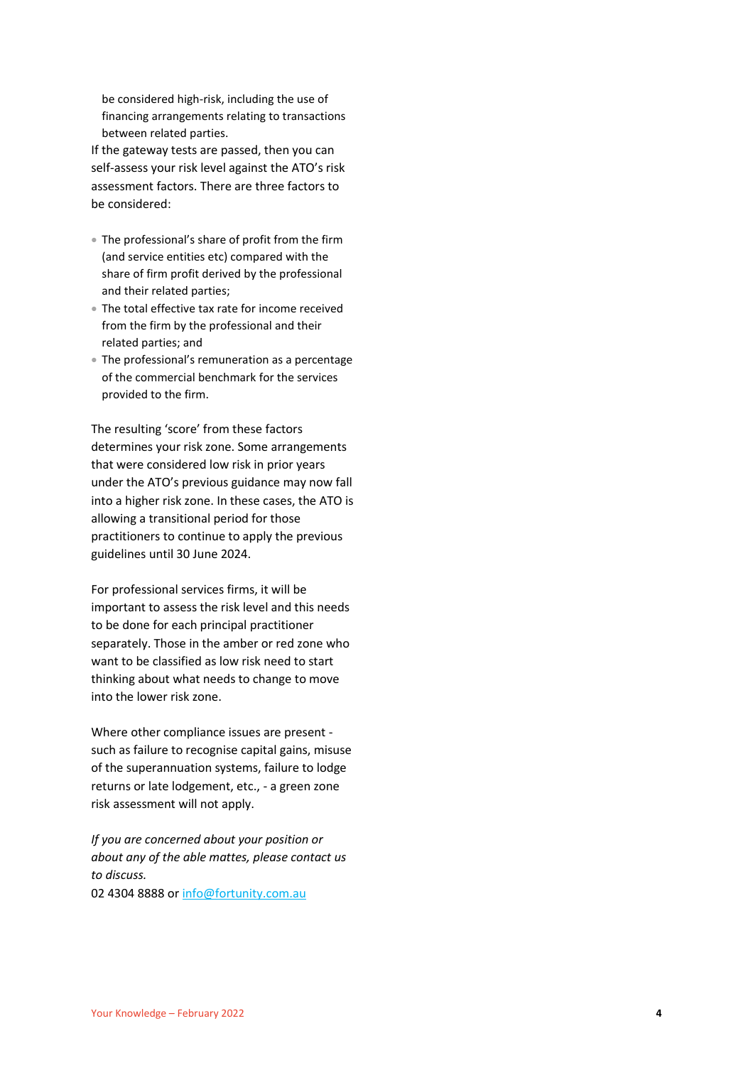be considered high-risk, including the use of financing arrangements relating to transactions between related parties.

If the gateway tests are passed, then you can self-assess your risk level against the ATO's risk assessment factors. There are three factors to be considered:

- The professional's share of profit from the firm (and service entities etc) compared with the share of firm profit derived by the professional and their related parties;
- The total effective tax rate for income received from the firm by the professional and their related parties; and
- The professional's remuneration as a percentage of the commercial benchmark for the services provided to the firm.

The resulting 'score' from these factors determines your risk zone. Some arrangements that were considered low risk in prior years under the ATO's previous guidance may now fall into a higher risk zone. In these cases, the ATO is allowing a transitional period for those practitioners to continue to apply the previous guidelines until 30 June 2024.

For professional services firms, it will be important to assess the risk level and this needs to be done for each principal practitioner separately. Those in the amber or red zone who want to be classified as low risk need to start thinking about what needs to change to move into the lower risk zone.

Where other compliance issues are present - such as failure to recognise capital gains, misuse of the superannuation systems, failure to lodge returns or late lodgement, etc., - a green zone risk assessment will not apply.

*If you are concerned about your position or about any of the able mattes, please contact us to discuss.*

02 4304 8888 or [info@fortunity.com.au](mailto:info@fortunity.com.au)